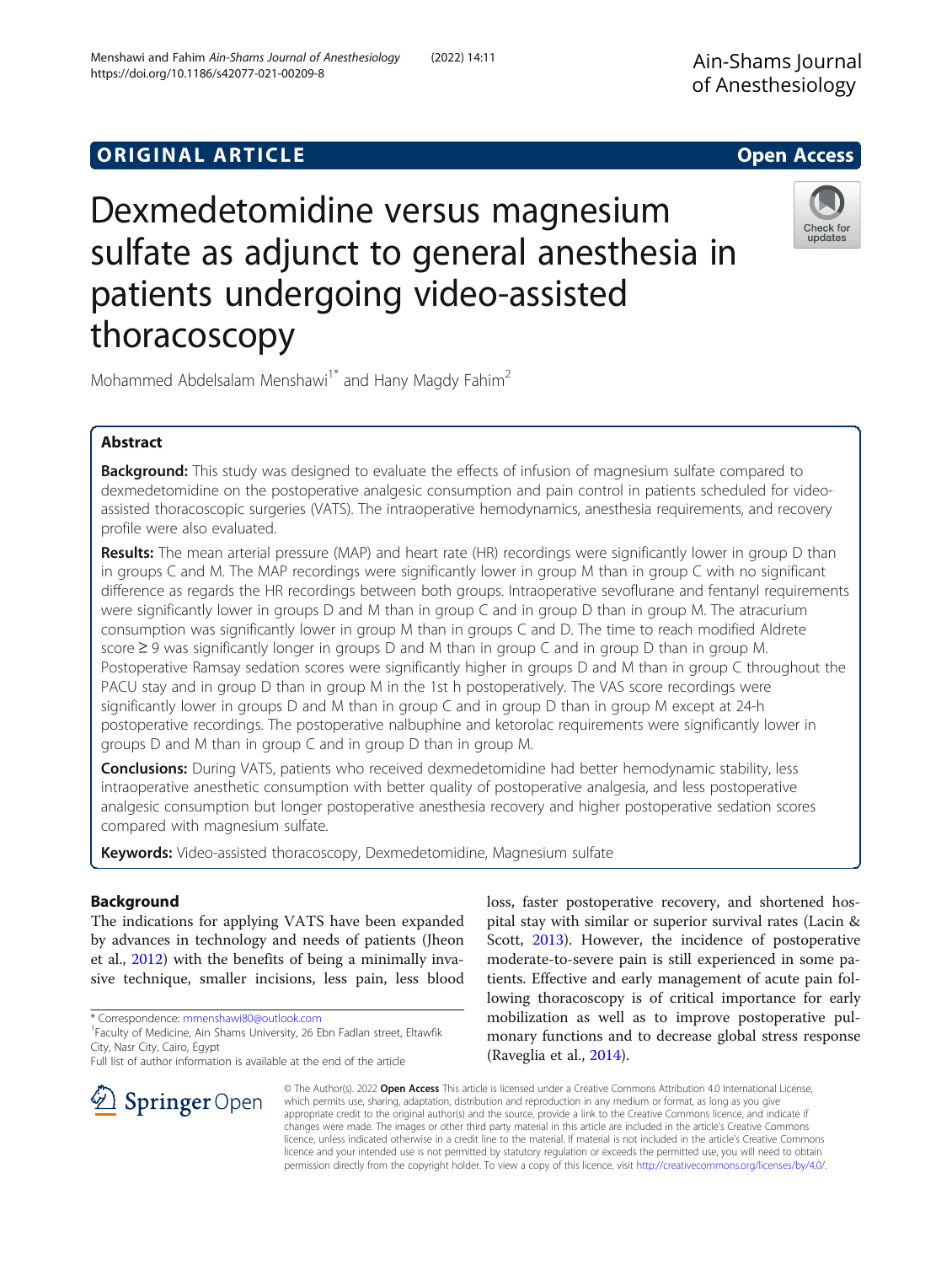# ORIGINAL ARTICLE

# Dexmedetomidine versus magnesium sulfate as adjunct to general anesthesia in patients undergoing video-assisted thoracoscopy

Mohammed Abdelsalam Menshawi[1*] and Hany Magdy Fahim[2]

## Abstract

**Background:** This study was designed to evaluate the effects of infusion of magnesium sulfate compared to dexmedetomidine on the postoperative analgesic consumption and pain control in patients scheduled for video-assisted thoracoscopic surgeries (VATS). The intraoperative hemodynamics, anesthesia requirements, and recovery profile were also evaluated.

**Results:** The mean arterial pressure (MAP) and heart rate (HR) recordings were significantly lower in group D than in groups C and M. The MAP recordings were significantly lower in group M than in group C with no significant difference as regards the HR recordings between both groups. Intraoperative sevoflurane and fentanyl requirements were significantly lower in groups D and M than in group C and in group D than in group M. The atracurium consumption was significantly lower in group M than in groups C and D. The time to reach modified Aldrete score ≥ 9 was significantly longer in groups D and M than in group C and in group D than in group M. Postoperative Ramsay sedation scores were significantly higher in groups D and M than in group C throughout the PACU stay and in group D than in group M in the 1st h postoperatively. The VAS score recordings were significantly lower in groups D and M than in group C and in group D than in group M except at 24-h postoperative recordings. The postoperative nalbuphine and ketorolac requirements were significantly lower in groups D and M than in group C and in group D than in group M.

**Conclusions:** During VATS, patients who received dexmedetomidine had better hemodynamic stability, less intraoperative anesthetic consumption with better quality of postoperative analgesia, and less postoperative analgesic consumption but longer postoperative anesthesia recovery and higher postoperative sedation scores compared with magnesium sulfate.

**Keywords:** Video-assisted thoracoscopy, Dexmedetomidine, Magnesium sulfate

## Background

The indications for applying VATS have been expanded by advances in technology and needs of patients (Jheon et al., 2012) with the benefits of being a minimally invasive technique, smaller incisions, less pain, less blood loss, faster postoperative recovery, and shortened hospital stay with similar or superior survival rates (Lacin & Scott, 2013). However, the incidence of postoperative moderate-to-severe pain is still experienced in some patients. Effective and early management of acute pain following thoracoscopy is of critical importance for early mobilization as well as to improve postoperative pulmonary functions and to decrease global stress response (Raveglia et al., 2014).

\* Correspondence: mmenshawi80@outlook.com
[1]Faculty of Medicine, Ain Shams University, 26 Ebn Fadlan street, Eltawfik City, Nasr City, Cairo, Egypt
Full list of author information is available at the end of the article

© The Author(s). 2022 **Open Access** This article is licensed under a Creative Commons Attribution 4.0 International License, which permits use, sharing, adaptation, distribution and reproduction in any medium or format, as long as you give appropriate credit to the original author(s) and the source, provide a link to the Creative Commons licence, and indicate if changes were made. The images or other third party material in this article are included in the article's Creative Commons licence, unless indicated otherwise in a credit line to the material. If material is not included in the article's Creative Commons licence and your intended use is not permitted by statutory regulation or exceeds the permitted use, you will need to obtain permission directly from the copyright holder. To view a copy of this licence, visit http://creativecommons.org/licenses/by/4.0/.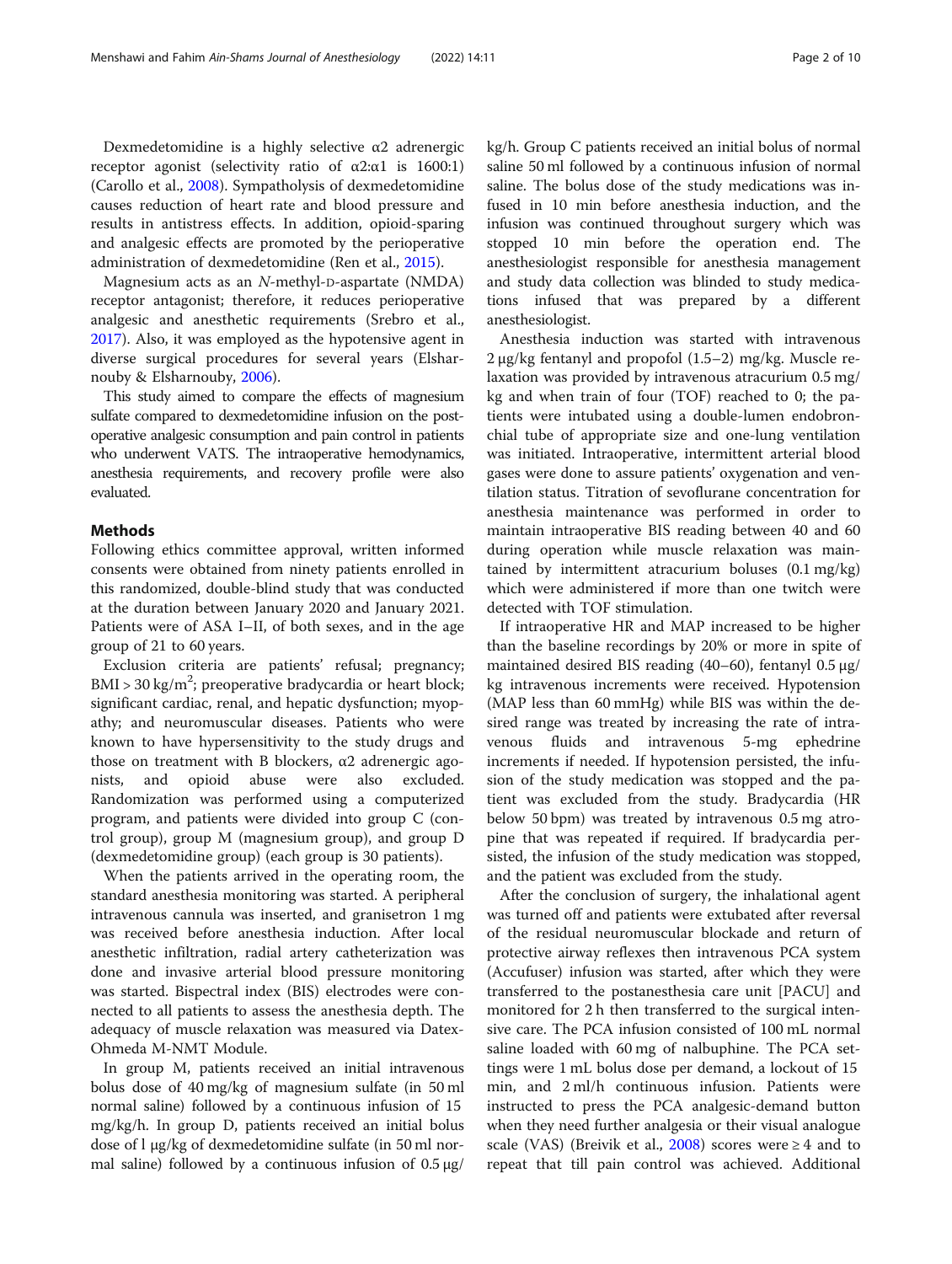Dexmedetomidine is a highly selective α2 adrenergic receptor agonist (selectivity ratio of α2:α1 is 1600:1) (Carollo et al., 2008). Sympatholysis of dexmedetomidine causes reduction of heart rate and blood pressure and results in antistress effects. In addition, opioid-sparing and analgesic effects are promoted by the perioperative administration of dexmedetomidine (Ren et al., 2015).

Magnesium acts as an *N*-methyl-D-aspartate (NMDA) receptor antagonist; therefore, it reduces perioperative analgesic and anesthetic requirements (Srebro et al., 2017). Also, it was employed as the hypotensive agent in diverse surgical procedures for several years (Elsharnouby & Elsharnouby, 2006).

This study aimed to compare the effects of magnesium sulfate compared to dexmedetomidine infusion on the postoperative analgesic consumption and pain control in patients who underwent VATS. The intraoperative hemodynamics, anesthesia requirements, and recovery profile were also evaluated.

## Methods

Following ethics committee approval, written informed consents were obtained from ninety patients enrolled in this randomized, double-blind study that was conducted at the duration between January 2020 and January 2021. Patients were of ASA I–II, of both sexes, and in the age group of 21 to 60 years.

Exclusion criteria are patients' refusal; pregnancy; BMI > 30 kg/m$^2$; preoperative bradycardia or heart block; significant cardiac, renal, and hepatic dysfunction; myopathy; and neuromuscular diseases. Patients who were known to have hypersensitivity to the study drugs and those on treatment with B blockers, α2 adrenergic agonists, and opioid abuse were also excluded. Randomization was performed using a computerized program, and patients were divided into group C (control group), group M (magnesium group), and group D (dexmedetomidine group) (each group is 30 patients).

When the patients arrived in the operating room, the standard anesthesia monitoring was started. A peripheral intravenous cannula was inserted, and granisetron 1 mg was received before anesthesia induction. After local anesthetic infiltration, radial artery catheterization was done and invasive arterial blood pressure monitoring was started. Bispectral index (BIS) electrodes were connected to all patients to assess the anesthesia depth. The adequacy of muscle relaxation was measured via Datex-Ohmeda M-NMT Module.

In group M, patients received an initial intravenous bolus dose of 40 mg/kg of magnesium sulfate (in 50 ml normal saline) followed by a continuous infusion of 15 mg/kg/h. In group D, patients received an initial bolus dose of l μg/kg of dexmedetomidine sulfate (in 50 ml normal saline) followed by a continuous infusion of 0.5 μg/kg/h. Group C patients received an initial bolus of normal saline 50 ml followed by a continuous infusion of normal saline. The bolus dose of the study medications was infused in 10 min before anesthesia induction, and the infusion was continued throughout surgery which was stopped 10 min before the operation end. The anesthesiologist responsible for anesthesia management and study data collection was blinded to study medications infused that was prepared by a different anesthesiologist.

Anesthesia induction was started with intravenous 2 μg/kg fentanyl and propofol (1.5–2) mg/kg. Muscle relaxation was provided by intravenous atracurium 0.5 mg/kg and when train of four (TOF) reached to 0; the patients were intubated using a double-lumen endobronchial tube of appropriate size and one-lung ventilation was initiated. Intraoperative, intermittent arterial blood gases were done to assure patients' oxygenation and ventilation status. Titration of sevoflurane concentration for anesthesia maintenance was performed in order to maintain intraoperative BIS reading between 40 and 60 during operation while muscle relaxation was maintained by intermittent atracurium boluses (0.1 mg/kg) which were administered if more than one twitch were detected with TOF stimulation.

If intraoperative HR and MAP increased to be higher than the baseline recordings by 20% or more in spite of maintained desired BIS reading (40–60), fentanyl 0.5 μg/kg intravenous increments were received. Hypotension (MAP less than 60 mmHg) while BIS was within the desired range was treated by increasing the rate of intravenous fluids and intravenous 5-mg ephedrine increments if needed. If hypotension persisted, the infusion of the study medication was stopped and the patient was excluded from the study. Bradycardia (HR below 50 bpm) was treated by intravenous 0.5 mg atropine that was repeated if required. If bradycardia persisted, the infusion of the study medication was stopped, and the patient was excluded from the study.

After the conclusion of surgery, the inhalational agent was turned off and patients were extubated after reversal of the residual neuromuscular blockade and return of protective airway reflexes then intravenous PCA system (Accufuser) infusion was started, after which they were transferred to the postanesthesia care unit [PACU] and monitored for 2 h then transferred to the surgical intensive care. The PCA infusion consisted of 100 mL normal saline loaded with 60 mg of nalbuphine. The PCA settings were 1 mL bolus dose per demand, a lockout of 15 min, and 2 ml/h continuous infusion. Patients were instructed to press the PCA analgesic-demand button when they need further analgesia or their visual analogue scale (VAS) (Breivik et al., 2008) scores were ≥ 4 and to repeat that till pain control was achieved. Additional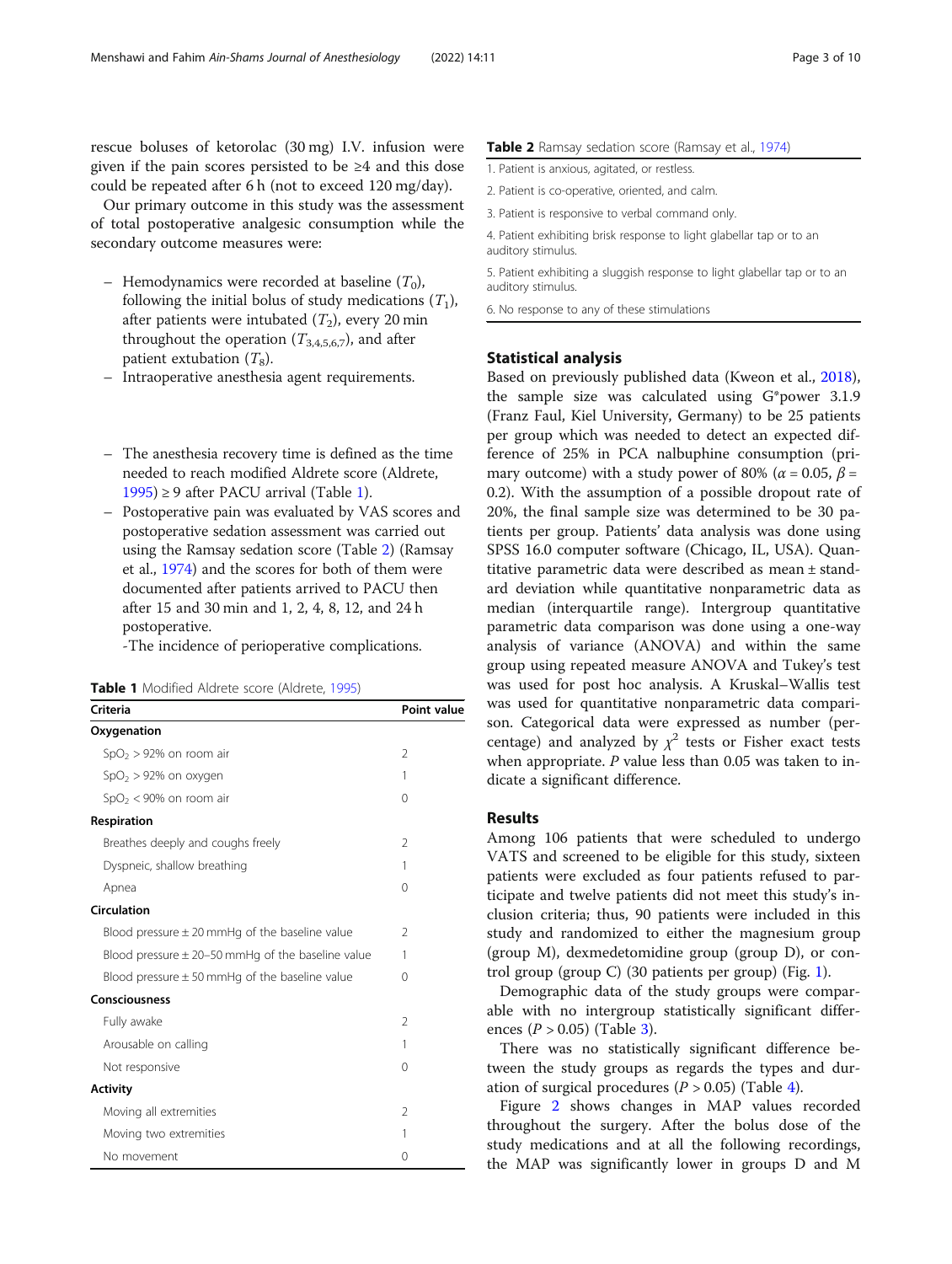rescue boluses of ketorolac (30 mg) I.V. infusion were given if the pain scores persisted to be ≥4 and this dose could be repeated after 6 h (not to exceed 120 mg/day).

Our primary outcome in this study was the assessment of total postoperative analgesic consumption while the secondary outcome measures were:

- Hemodynamics were recorded at baseline ($T_0$), following the initial bolus of study medications ($T_1$), after patients were intubated ($T_2$), every 20 min throughout the operation ($T_{3,4,5,6,7}$), and after patient extubation ($T_8$).
- Intraoperative anesthesia agent requirements.
- The anesthesia recovery time is defined as the time needed to reach modified Aldrete score (Aldrete, 1995) ≥ 9 after PACU arrival (Table 1).
- Postoperative pain was evaluated by VAS scores and postoperative sedation assessment was carried out using the Ramsay sedation score (Table 2) (Ramsay et al., 1974) and the scores for both of them were documented after patients arrived to PACU then after 15 and 30 min and 1, 2, 4, 8, 12, and 24 h postoperative.

-The incidence of perioperative complications.

**Table 1** Modified Aldrete score (Aldrete, 1995)

| Criteria | Point value |
|---|---|
| **Oxygenation** | |
| $SpO_2$ > 92% on room air | 2 |
| $SpO_2$ > 92% on oxygen | 1 |
| $SpO_2$ < 90% on room air | 0 |
| **Respiration** | |
| Breathes deeply and coughs freely | 2 |
| Dyspneic, shallow breathing | 1 |
| Apnea | 0 |
| **Circulation** | |
| Blood pressure ± 20 mmHg of the baseline value | 2 |
| Blood pressure ± 20–50 mmHg of the baseline value | 1 |
| Blood pressure ± 50 mmHg of the baseline value | 0 |
| **Consciousness** | |
| Fully awake | 2 |
| Arousable on calling | 1 |
| Not responsive | 0 |
| **Activity** | |
| Moving all extremities | 2 |
| Moving two extremities | 1 |
| No movement | 0 |

**Table 2** Ramsay sedation score (Ramsay et al., 1974)

| |
|---|
| 1. Patient is anxious, agitated, or restless. |
| 2. Patient is co-operative, oriented, and calm. |
| 3. Patient is responsive to verbal command only. |
| 4. Patient exhibiting brisk response to light glabellar tap or to an auditory stimulus. |
| 5. Patient exhibiting a sluggish response to light glabellar tap or to an auditory stimulus. |
| 6. No response to any of these stimulations |

## Statistical analysis

Based on previously published data (Kweon et al., 2018), the sample size was calculated using G*power 3.1.9 (Franz Faul, Kiel University, Germany) to be 25 patients per group which was needed to detect an expected difference of 25% in PCA nalbuphine consumption (primary outcome) with a study power of 80% ($\alpha = 0.05$, $\beta = 0.2$). With the assumption of a possible dropout rate of 20%, the final sample size was determined to be 30 patients per group. Patients' data analysis was done using SPSS 16.0 computer software (Chicago, IL, USA). Quantitative parametric data were described as mean ± standard deviation while quantitative nonparametric data as median (interquartile range). Intergroup quantitative parametric data comparison was done using a one-way analysis of variance (ANOVA) and within the same group using repeated measure ANOVA and Tukey's test was used for post hoc analysis. A Kruskal–Wallis test was used for quantitative nonparametric data comparison. Categorical data were expressed as number (percentage) and analyzed by $\chi^2$ tests or Fisher exact tests when appropriate. $P$ value less than 0.05 was taken to indicate a significant difference.

## Results

Among 106 patients that were scheduled to undergo VATS and screened to be eligible for this study, sixteen patients were excluded as four patients refused to participate and twelve patients did not meet this study's inclusion criteria; thus, 90 patients were included in this study and randomized to either the magnesium group (group M), dexmedetomidine group (group D), or control group (group C) (30 patients per group) (Fig. 1).

Demographic data of the study groups were comparable with no intergroup statistically significant differences ($P > 0.05$) (Table 3).

There was no statistically significant difference between the study groups as regards the types and duration of surgical procedures ($P > 0.05$) (Table 4).

Figure 2 shows changes in MAP values recorded throughout the surgery. After the bolus dose of the study medications and at all the following recordings, the MAP was significantly lower in groups D and M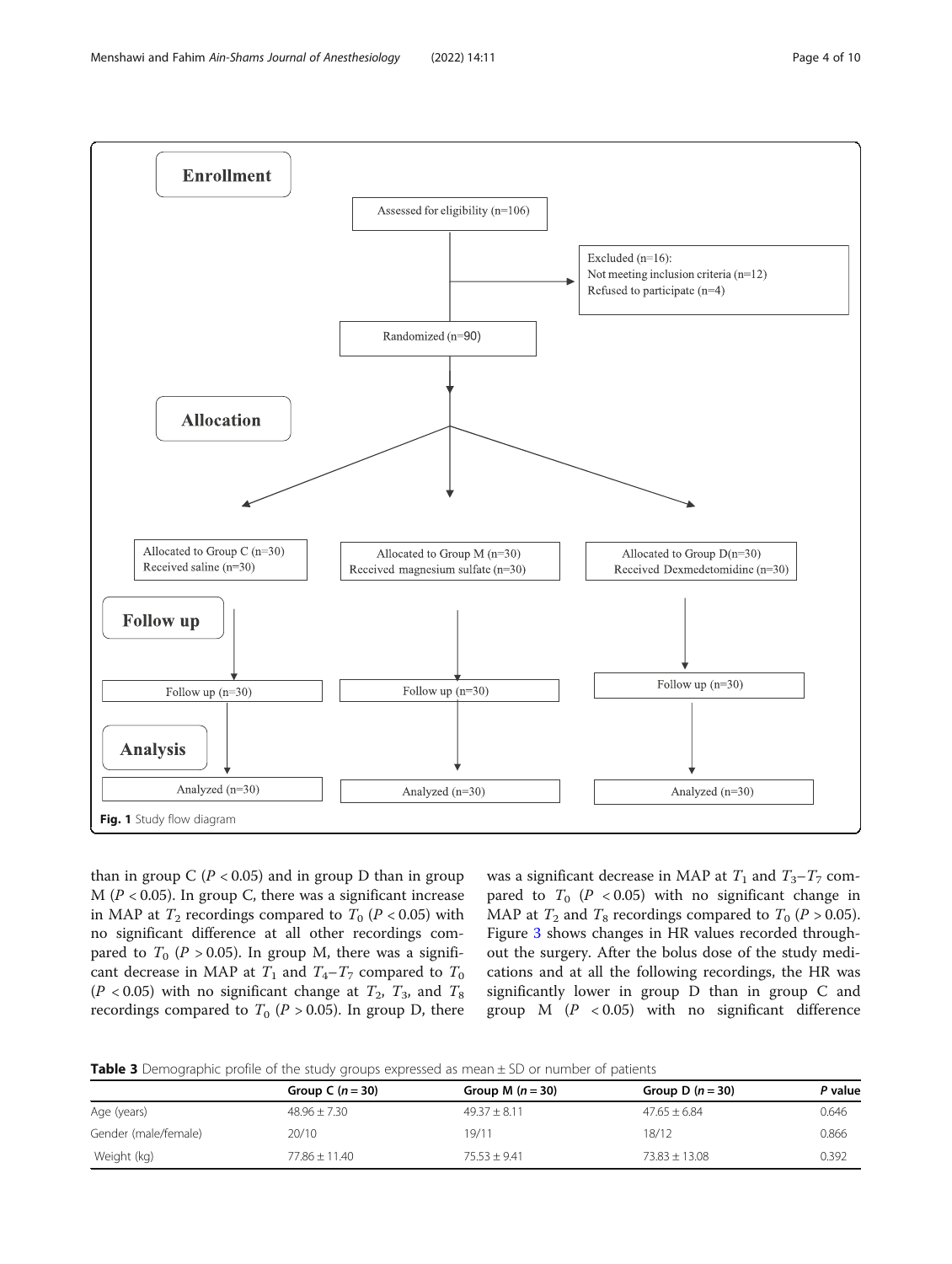**Enrollment**

Assessed for eligibility (n=106)

Excluded (n=16):
Not meeting inclusion criteria (n=12)
Refused to participate (n=4)

Randomized (n=90)

**Allocation**

| Allocated to Group C (n=30) Received saline (n=30) | Allocated to Group M (n=30) Received magnesium sulfate (n=30) | Allocated to Group D(n=30) Received Dexmedetomidine (n=30) |
|---|---|---|

**Follow up**

| Follow up (n=30) | Follow up (n=30) | Follow up (n=30) |
|---|---|---|

**Analysis**

| Analyzed (n=30) | Analyzed (n=30) | Analyzed (n=30) |
|---|---|---|

**Fig. 1** Study flow diagram

than in group C ($P < 0.05$) and in group D than in group M ($P < 0.05$). In group C, there was a significant increase in MAP at $T_2$ recordings compared to $T_0$ ($P < 0.05$) with no significant difference at all other recordings compared to $T_0$ ($P > 0.05$). In group M, there was a significant decrease in MAP at $T_1$ and $T_4$–$T_7$ compared to $T_0$ ($P < 0.05$) with no significant change at $T_2$, $T_3$, and $T_8$ recordings compared to $T_0$ ($P > 0.05$). In group D, there was a significant decrease in MAP at $T_1$ and $T_3$–$T_7$ compared to $T_0$ ($P < 0.05$) with no significant change in MAP at $T_2$ and $T_8$ recordings compared to $T_0$ ($P > 0.05$). Figure 3 shows changes in HR values recorded throughout the surgery. After the bolus dose of the study medications and at all the following recordings, the HR was significantly lower in group D than in group C and group M ($P < 0.05$) with no significant difference

**Table 3** Demographic profile of the study groups expressed as mean ± SD or number of patients

| | Group C ($n = 30$) | Group M ($n = 30$) | Group D ($n = 30$) | *P* value |
|---|---|---|---|---|
| Age (years) | 48.96 ± 7.30 | 49.37 ± 8.11 | 47.65 ± 6.84 | 0.646 |
| Gender (male/female) | 20/10 | 19/11 | 18/12 | 0.866 |
| Weight (kg) | 77.86 ± 11.40 | 75.53 ± 9.41 | 73.83 ± 13.08 | 0.392 |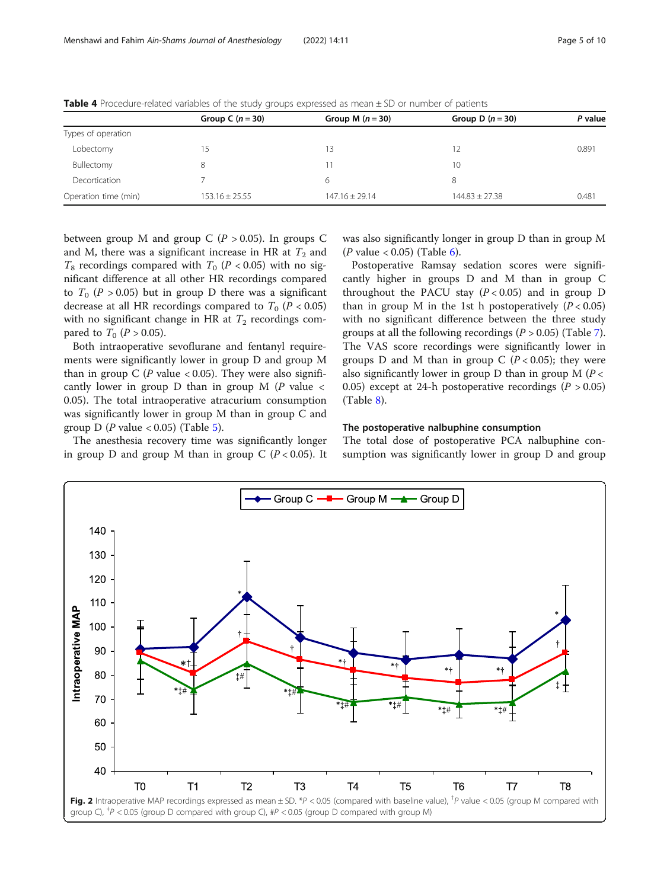**Table 4** Procedure-related variables of the study groups expressed as mean ± SD or number of patients

| | Group C (n = 30) | Group M (n = 30) | Group D (n = 30) | P value |
|---|---|---|---|---|
| Types of operation | | | | |
| Lobectomy | 15 | 13 | 12 | 0.891 |
| Bullectomy | 8 | 11 | 10 | |
| Decortication | 7 | 6 | 8 | |
| Operation time (min) | 153.16 ± 25.55 | 147.16 ± 29.14 | 144.83 ± 27.38 | 0.481 |

between group M and group C ($P > 0.05$). In groups C and M, there was a significant increase in HR at $T_2$ and $T_8$ recordings compared with $T_0$ ($P < 0.05$) with no significant difference at all other HR recordings compared to $T_0$ ($P > 0.05$) but in group D there was a significant decrease at all HR recordings compared to $T_0$ ($P < 0.05$) with no significant change in HR at $T_2$ recordings compared to $T_0$ ($P > 0.05$).

Both intraoperative sevoflurane and fentanyl requirements were significantly lower in group D and group M than in group C ($P$ value $< 0.05$). They were also significantly lower in group D than in group M ($P$ value $<$ 0.05). The total intraoperative atracurium consumption was significantly lower in group M than in group C and group D ($P$ value $< 0.05$) (Table 5).

The anesthesia recovery time was significantly longer in group D and group M than in group C ($P < 0.05$). It was also significantly longer in group D than in group M ($P$ value $< 0.05$) (Table 6).

Postoperative Ramsay sedation scores were significantly higher in groups D and M than in group C throughout the PACU stay ($P < 0.05$) and in group D than in group M in the 1st h postoperatively ($P < 0.05$) with no significant difference between the three study groups at all the following recordings ($P > 0.05$) (Table 7). The VAS score recordings were significantly lower in groups D and M than in group C ($P < 0.05$); they were also significantly lower in group D than in group M ($P <$ 0.05) except at 24-h postoperative recordings ($P > 0.05$) (Table 8).

### The postoperative nalbuphine consumption

The total dose of postoperative PCA nalbuphine consumption was significantly lower in group D and group

**Fig. 2** Intraoperative MAP recordings expressed as mean ± SD. *$P < 0.05$ (compared with baseline value), †$P$ value $< 0.05$ (group M compared with group C), ‡$P < 0.05$ (group D compared with group C), #$P < 0.05$ (group D compared with group M)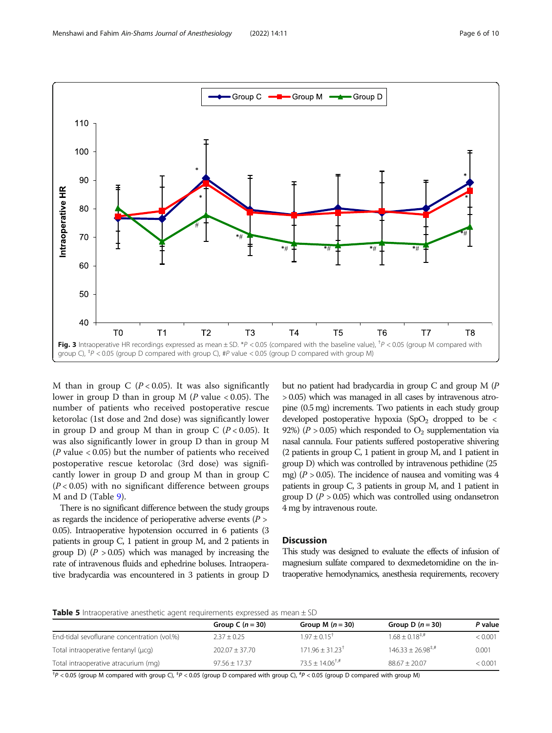Fig. 3 Intraoperative HR recordings expressed as mean ± SD. *P < 0.05 (compared with the baseline value), †P < 0.05 (group M compared with group C), ‡P < 0.05 (group D compared with group C), #P value < 0.05 (group D compared with group M)

M than in group C ($P < 0.05$). It was also significantly lower in group D than in group M ($P$ value $< 0.05$). The number of patients who received postoperative rescue ketorolac (1st dose and 2nd dose) was significantly lower in group D and group M than in group C ($P < 0.05$). It was also significantly lower in group D than in group M ($P$ value $< 0.05$) but the number of patients who received postoperative rescue ketorolac (3rd dose) was significantly lower in group D and group M than in group C ($P < 0.05$) with no significant difference between groups M and D (Table 9).

There is no significant difference between the study groups as regards the incidence of perioperative adverse events ($P > 0.05$). Intraoperative hypotension occurred in 6 patients (3 patients in group C, 1 patient in group M, and 2 patients in group D) ($P > 0.05$) which was managed by increasing the rate of intravenous fluids and ephedrine boluses. Intraoperative bradycardia was encountered in 3 patients in group D but no patient had bradycardia in group C and group M ($P > 0.05$) which was managed in all cases by intravenous atropine (0.5 mg) increments. Two patients in each study group developed postoperative hypoxia ($SpO_2$ dropped to be < 92%) ($P > 0.05$) which responded to $O_2$ supplementation via nasal cannula. Four patients suffered postoperative shivering (2 patients in group C, 1 patient in group M, and 1 patient in group D) which was controlled by intravenous pethidine (25 mg) ($P > 0.05$). The incidence of nausea and vomiting was 4 patients in group C, 3 patients in group M, and 1 patient in group D ($P > 0.05$) which was controlled using ondansetron 4 mg by intravenous route.

## Discussion

This study was designed to evaluate the effects of infusion of magnesium sulfate compared to dexmedetomidine on the intraoperative hemodynamics, anesthesia requirements, recovery

**Table 5** Intraoperative anesthetic agent requirements expressed as mean ± SD

| | Group C ($n = 30$) | Group M ($n = 30$) | Group D ($n = 30$) | P value |
|---|---|---|---|---|
| End-tidal sevoflurane concentration (vol.%) | 2.37 ± 0.25 | 1.97 ± 0.15† | 1.68 ± 0.18‡,# | < 0.001 |
| Total intraoperative fentanyl (μcg) | 202.07 ± 37.70 | 171.96 ± 31.23† | 146.33 ± 26.98‡,# | 0.001 |
| Total intraoperative atracurium (mg) | 97.56 ± 17.37 | 73.5 ± 14.06†,# | 88.67 ± 20.07 | < 0.001 |

†P < 0.05 (group M compared with group C), ‡P < 0.05 (group D compared with group C), #P < 0.05 (group D compared with group M)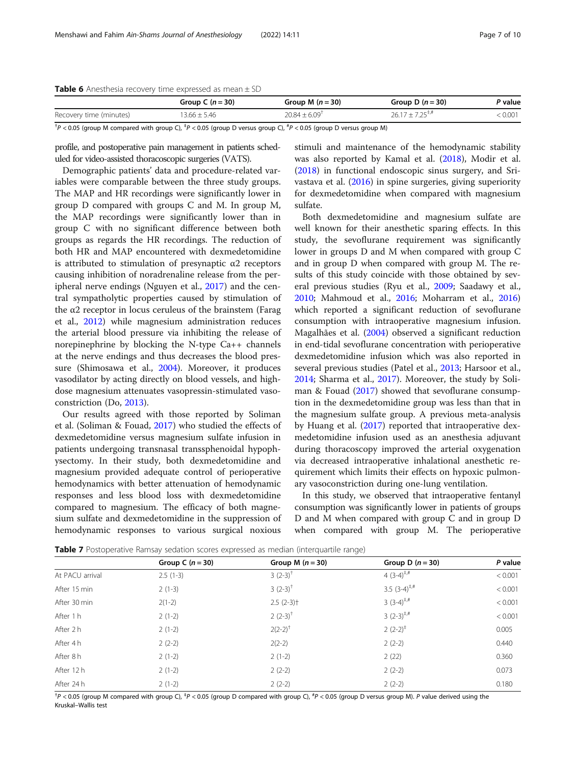**Table 6** Anesthesia recovery time expressed as mean ± SD

| | Group C (*n* = 30) | Group M (*n* = 30) | Group D (*n* = 30) | *P* value |
|---|---|---|---|---|
| Recovery time (minutes) | 13.66 ± 5.46 | 20.84 ± 6.09[†] | 26.17 ± 7.25[‡,#] | < 0.001 |

[†]*P* < 0.05 (group M compared with group C), [‡]*P* < 0.05 (group D versus group C), [#]*P* < 0.05 (group D versus group M)

profile, and postoperative pain management in patients scheduled for video-assisted thoracoscopic surgeries (VATS).

Demographic patients' data and procedure-related variables were comparable between the three study groups. The MAP and HR recordings were significantly lower in group D compared with groups C and M. In group M, the MAP recordings were significantly lower than in group C with no significant difference between both groups as regards the HR recordings. The reduction of both HR and MAP encountered with dexmedetomidine is attributed to stimulation of presynaptic α2 receptors causing inhibition of noradrenaline release from the peripheral nerve endings (Nguyen et al., 2017) and the central sympatholytic properties caused by stimulation of the α2 receptor in locus ceruleus of the brainstem (Farag et al., 2012) while magnesium administration reduces the arterial blood pressure via inhibiting the release of norepinephrine by blocking the N-type Ca++ channels at the nerve endings and thus decreases the blood pressure (Shimosawa et al., 2004). Moreover, it produces vasodilator by acting directly on blood vessels, and high-dose magnesium attenuates vasopressin-stimulated vasoconstriction (Do, 2013).

Our results agreed with those reported by Soliman et al. (Soliman & Fouad, 2017) who studied the effects of dexmedetomidine versus magnesium sulfate infusion in patients undergoing transnasal transsphenoidal hypophysectomy. In their study, both dexmedetomidine and magnesium provided adequate control of perioperative hemodynamics with better attenuation of hemodynamic responses and less blood loss with dexmedetomidine compared to magnesium. The efficacy of both magnesium sulfate and dexmedetomidine in the suppression of hemodynamic responses to various surgical noxious stimuli and maintenance of the hemodynamic stability was also reported by Kamal et al. (2018), Modir et al. (2018) in functional endoscopic sinus surgery, and Srivastava et al. (2016) in spine surgeries, giving superiority for dexmedetomidine when compared with magnesium sulfate.

Both dexmedetomidine and magnesium sulfate are well known for their anesthetic sparing effects. In this study, the sevoflurane requirement was significantly lower in groups D and M when compared with group C and in group D when compared with group M. The results of this study coincide with those obtained by several previous studies (Ryu et al., 2009; Saadawy et al., 2010; Mahmoud et al., 2016; Moharram et al., 2016) which reported a significant reduction of sevoflurane consumption with intraoperative magnesium infusion. Magalhães et al. (2004) observed a significant reduction in end-tidal sevoflurane concentration with perioperative dexmedetomidine infusion which was also reported in several previous studies (Patel et al., 2013; Harsoor et al., 2014; Sharma et al., 2017). Moreover, the study by Soliman & Fouad (2017) showed that sevoflurane consumption in the dexmedetomidine group was less than that in the magnesium sulfate group. A previous meta-analysis by Huang et al. (2017) reported that intraoperative dexmedetomidine infusion used as an anesthesia adjuvant during thoracoscopy improved the arterial oxygenation via decreased intraoperative inhalational anesthetic requirement which limits their effects on hypoxic pulmonary vasoconstriction during one-lung ventilation.

In this study, we observed that intraoperative fentanyl consumption was significantly lower in patients of groups D and M when compared with group C and in group D when compared with group M. The perioperative

**Table 7** Postoperative Ramsay sedation scores expressed as median (interquartile range)

| | Group C (*n* = 30) | Group M (*n* = 30) | Group D (*n* = 30) | *P* value |
|---|---|---|---|---|
| At PACU arrival | 2.5 (1-3) | 3 (2-3)[†] | 4 (3-4)[‡,#] | < 0.001 |
| After 15 min | 2 (1-3) | 3 (2-3)[†] | 3.5 (3-4)[‡,#] | < 0.001 |
| After 30 min | 2(1-2) | 2.5 (2-3)† | 3 (3-4)[‡,#] | < 0.001 |
| After 1 h | 2 (1-2) | 2 (2-3)[†] | 3 (2-3)[‡,#] | < 0.001 |
| After 2 h | 2 (1-2) | 2(2-2)[†] | 2 (2-2)[‡] | 0.005 |
| After 4 h | 2 (2-2) | 2(2-2) | 2 (2-2) | 0.440 |
| After 8 h | 2 (1-2) | 2 (1-2) | 2 (22) | 0.360 |
| After 12 h | 2 (1-2) | 2 (2-2) | 2 (2-2) | 0.073 |
| After 24 h | 2 (1-2) | 2 (2-2) | 2 (2-2) | 0.180 |

[†]*P* < 0.05 (group M compared with group C), [‡]*P* < 0.05 (group D compared with group C), [#]*P* < 0.05 (group D versus group M). *P* value derived using the Kruskal–Wallis test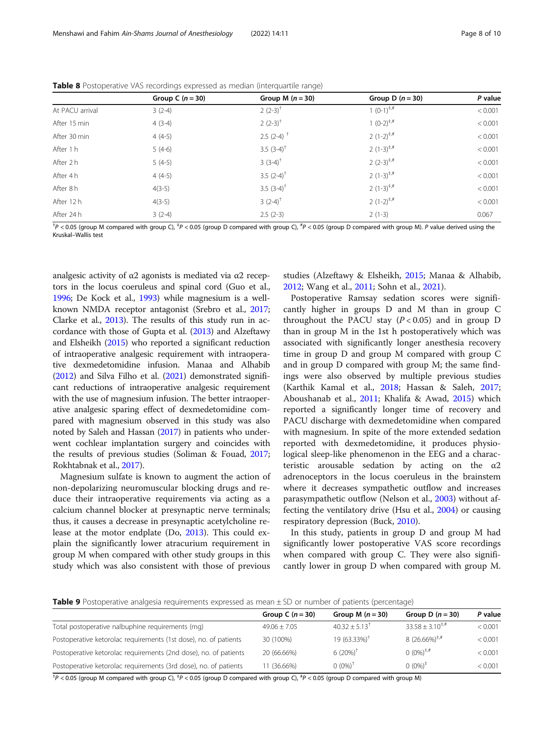**Table 8** Postoperative VAS recordings expressed as median (interquartile range)

| | Group C ($n = 30$) | Group M ($n = 30$) | Group D ($n = 30$) | *P* value |
|---|---|---|---|---|
| At PACU arrival | 3 (2-4) | 2 (2-3)$^{†}$ | 1 (0-1)$^{‡,#}$ | < 0.001 |
| After 15 min | 4 (3-4) | 2 (2-3)$^{†}$ | 1 (0-2)$^{‡,#}$ | < 0.001 |
| After 30 min | 4 (4-5) | 2.5 (2-4) $^{†}$ | 2 (1-2)$^{‡,#}$ | < 0.001 |
| After 1 h | 5 (4-6) | 3.5 (3-4)$^{†}$ | 2 (1-3)$^{‡,#}$ | < 0.001 |
| After 2 h | 5 (4-5) | 3 (3-4)$^{†}$ | 2 (2-3)$^{‡,#}$ | < 0.001 |
| After 4 h | 4 (4-5) | 3.5 (2-4)$^{†}$ | 2 (1-3)$^{‡,#}$ | < 0.001 |
| After 8 h | 4(3-5) | 3.5 (3-4)$^{†}$ | 2 (1-3)$^{‡,#}$ | < 0.001 |
| After 12 h | 4(3-5) | 3 (2-4)$^{†}$ | 2 (1-2)$^{‡,#}$ | < 0.001 |
| After 24 h | 3 (2-4) | 2.5 (2-3) | 2 (1-3) | 0.067 |

$^{†}P < 0.05$ (group M compared with group C), $^{‡}P < 0.05$ (group D compared with group C), $^{#}P < 0.05$ (group D compared with group M). *P* value derived using the Kruskal–Wallis test

analgesic activity of α2 agonists is mediated via α2 receptors in the locus coeruleus and spinal cord (Guo et al., 1996; De Kock et al., 1993) while magnesium is a well-known NMDA receptor antagonist (Srebro et al., 2017; Clarke et al., 2013). The results of this study run in accordance with those of Gupta et al. (2013) and Alzeftawy and Elsheikh (2015) who reported a significant reduction of intraoperative analgesic requirement with intraoperative dexmedetomidine infusion. Manaa and Alhabib (2012) and Silva Filho et al. (2021) demonstrated significant reductions of intraoperative analgesic requirement with the use of magnesium infusion. The better intraoperative analgesic sparing effect of dexmedetomidine compared with magnesium observed in this study was also noted by Saleh and Hassan (2017) in patients who underwent cochlear implantation surgery and coincides with the results of previous studies (Soliman & Fouad, 2017; Rokhtabnak et al., 2017).

Magnesium sulfate is known to augment the action of non-depolarizing neuromuscular blocking drugs and reduce their intraoperative requirements via acting as a calcium channel blocker at presynaptic nerve terminals; thus, it causes a decrease in presynaptic acetylcholine release at the motor endplate (Do, 2013). This could explain the significantly lower atracurium requirement in group M when compared with other study groups in this study which was also consistent with those of previous studies (Alzeftawy & Elsheikh, 2015; Manaa & Alhabib, 2012; Wang et al., 2011; Sohn et al., 2021).

Postoperative Ramsay sedation scores were significantly higher in groups D and M than in group C throughout the PACU stay ($P < 0.05$) and in group D than in group M in the 1st h postoperatively which was associated with significantly longer anesthesia recovery time in group D and group M compared with group C and in group D compared with group M; the same findings were also observed by multiple previous studies (Karthik Kamal et al., 2018; Hassan & Saleh, 2017; Aboushanab et al., 2011; Khalifa & Awad, 2015) which reported a significantly longer time of recovery and PACU discharge with dexmedetomidine when compared with magnesium. In spite of the more extended sedation reported with dexmedetomidine, it produces physiological sleep-like phenomenon in the EEG and a characteristic arousable sedation by acting on the α2 adrenoceptors in the locus coeruleus in the brainstem where it decreases sympathetic outflow and increases parasympathetic outflow (Nelson et al., 2003) without affecting the ventilatory drive (Hsu et al., 2004) or causing respiratory depression (Buck, 2010).

In this study, patients in group D and group M had significantly lower postoperative VAS score recordings when compared with group C. They were also significantly lower in group D when compared with group M.

**Table 9** Postoperative analgesia requirements expressed as mean ± SD or number of patients (percentage)

| | Group C ($n = 30$) | Group M ($n = 30$) | Group D ($n = 30$) | *P* value |
|---|---|---|---|---|
| Total postoperative nalbuphine requirements (mg) | 49.06 ± 7.05 | 40.32 ± 5.13$^{†}$ | 33.58 ± 3.10$^{‡,#}$ | < 0.001 |
| Postoperative ketorolac requirements (1st dose), no. of patients | 30 (100%) | 19 (63.33%)$^{†}$ | 8 (26.66%)$^{‡,#}$ | < 0.001 |
| Postoperative ketorolac requirements (2nd dose), no. of patients | 20 (66.66%) | 6 (20%)$^{†}$ | 0 (0%)$^{‡,#}$ | < 0.001 |
| Postoperative ketorolac requirements (3rd dose), no. of patients | 11 (36.66%) | 0 (0%)$^{†}$ | 0 (0%)$^{‡}$ | < 0.001 |

$^{†}P < 0.05$ (group M compared with group C), $^{‡}P < 0.05$ (group D compared with group C), $^{#}P < 0.05$ (group D compared with group M)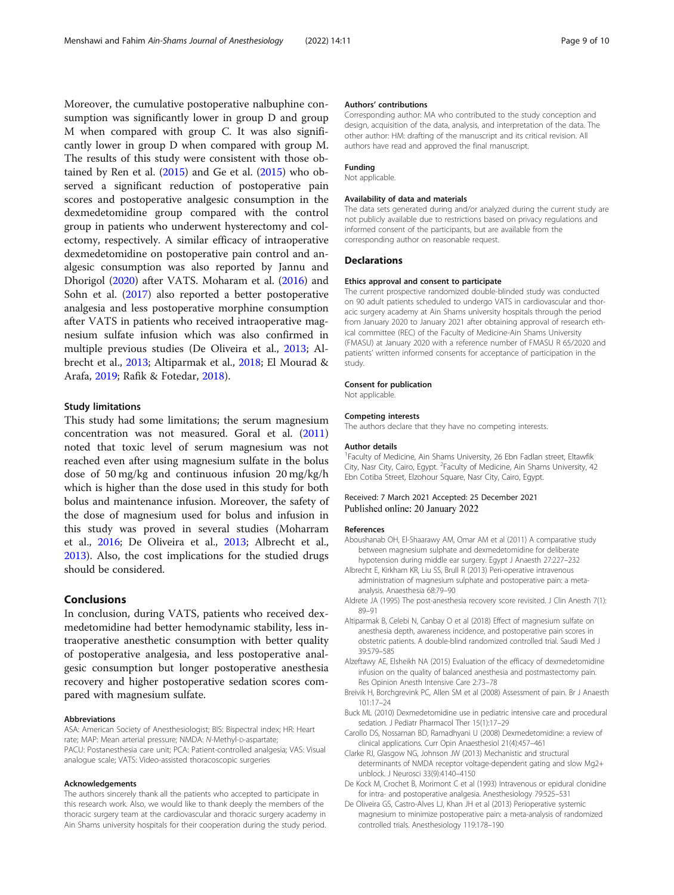Moreover, the cumulative postoperative nalbuphine consumption was significantly lower in group D and group M when compared with group C. It was also significantly lower in group D when compared with group M. The results of this study were consistent with those obtained by Ren et al. (2015) and Ge et al. (2015) who observed a significant reduction of postoperative pain scores and postoperative analgesic consumption in the dexmedetomidine group compared with the control group in patients who underwent hysterectomy and colectomy, respectively. A similar efficacy of intraoperative dexmedetomidine on postoperative pain control and analgesic consumption was also reported by Jannu and Dhorigol (2020) after VATS. Moharam et al. (2016) and Sohn et al. (2017) also reported a better postoperative analgesia and less postoperative morphine consumption after VATS in patients who received intraoperative magnesium sulfate infusion which was also confirmed in multiple previous studies (De Oliveira et al., 2013; Albrecht et al., 2013; Altiparmak et al., 2018; El Mourad & Arafa, 2019; Rafik & Fotedar, 2018).

### Study limitations

This study had some limitations; the serum magnesium concentration was not measured. Goral et al. (2011) noted that toxic level of serum magnesium was not reached even after using magnesium sulfate in the bolus dose of 50 mg/kg and continuous infusion 20 mg/kg/h which is higher than the dose used in this study for both bolus and maintenance infusion. Moreover, the safety of the dose of magnesium used for bolus and infusion in this study was proved in several studies (Moharram et al., 2016; De Oliveira et al., 2013; Albrecht et al., 2013). Also, the cost implications for the studied drugs should be considered.

## Conclusions

In conclusion, during VATS, patients who received dexmedetomidine had better hemodynamic stability, less intraoperative anesthetic consumption with better quality of postoperative analgesia, and less postoperative analgesic consumption but longer postoperative anesthesia recovery and higher postoperative sedation scores compared with magnesium sulfate.

#### Abbreviations

ASA: American Society of Anesthesiologist; BIS: Bispectral index; HR: Heart rate; MAP: Mean arterial pressure; NMDA: *N*-Methyl-D-aspartate; PACU: Postanesthesia care unit; PCA: Patient-controlled analgesia; VAS: Visual analogue scale; VATS: Video-assisted thoracoscopic surgeries

#### Acknowledgements

The authors sincerely thank all the patients who accepted to participate in this research work. Also, we would like to thank deeply the members of the thoracic surgery team at the cardiovascular and thoracic surgery academy in Ain Shams university hospitals for their cooperation during the study period.

#### Authors' contributions

Corresponding author: MA who contributed to the study conception and design, acquisition of the data, analysis, and interpretation of the data. The other author: HM: drafting of the manuscript and its critical revision. All authors have read and approved the final manuscript.

#### Funding

Not applicable.

#### Availability of data and materials

The data sets generated during and/or analyzed during the current study are not publicly available due to restrictions based on privacy regulations and informed consent of the participants, but are available from the corresponding author on reasonable request.

### Declarations

#### Ethics approval and consent to participate

The current prospective randomized double-blinded study was conducted on 90 adult patients scheduled to undergo VATS in cardiovascular and thoracic surgery academy at Ain Shams university hospitals through the period from January 2020 to January 2021 after obtaining approval of research ethical committee (REC) of the Faculty of Medicine-Ain Shams University (FMASU) at January 2020 with a reference number of FMASU R 65/2020 and patients' written informed consents for acceptance of participation in the study.

#### Consent for publication

Not applicable.

#### Competing interests

The authors declare that they have no competing interests.

#### Author details

[1]Faculty of Medicine, Ain Shams University, 26 Ebn Fadlan street, Eltawfik City, Nasr City, Cairo, Egypt. [2]Faculty of Medicine, Ain Shams University, 42 Ebn Cotiba Street, Elzohour Square, Nasr City, Cairo, Egypt.

Received: 7 March 2021 Accepted: 25 December 2021
Published online: 20 January 2022

#### References

Aboushanab OH, El-Shaarawy AM, Omar AM et al (2011) A comparative study between magnesium sulphate and dexmedetomidine for deliberate hypotension during middle ear surgery. Egypt J Anaesth 27:227–232

Albrecht E, Kirkham KR, Liu SS, Brull R (2013) Peri-operative intravenous administration of magnesium sulphate and postoperative pain: a meta-analysis. Anaesthesia 68:79–90

Aldrete JA (1995) The post-anesthesia recovery score revisited. J Clin Anesth 7(1): 89–91

Altiparmak B, Celebi N, Canbay O et al (2018) Effect of magnesium sulfate on anesthesia depth, awareness incidence, and postoperative pain scores in obstetric patients. A double-blind randomized controlled trial. Saudi Med J 39:579–585

Alzeftawy AE, Elsheikh NA (2015) Evaluation of the efficacy of dexmedetomidine infusion on the quality of balanced anesthesia and postmastectomy pain. Res Opinion Anesth Intensive Care 2:73–78

Breivik H, Borchgrevink PC, Allen SM et al (2008) Assessment of pain. Br J Anaesth 101:17–24

Buck ML (2010) Dexmedetomidine use in pediatric intensive care and procedural sedation. J Pediatr Pharmacol Ther 15(1):17–29

Carollo DS, Nossaman BD, Ramadhyani U (2008) Dexmedetomidine: a review of clinical applications. Curr Opin Anaesthesiol 21(4):457–461

Clarke RJ, Glasgow NG, Johnson JW (2013) Mechanistic and structural determinants of NMDA receptor voltage-dependent gating and slow Mg2+ unblock. J Neurosci 33(9):4140–4150

De Kock M, Crochet B, Morimont C et al (1993) Intravenous or epidural clonidine for intra- and postoperative analgesia. Anesthesiology 79:525–531

De Oliveira GS, Castro-Alves LJ, Khan JH et al (2013) Perioperative systemic magnesium to minimize postoperative pain: a meta-analysis of randomized controlled trials. Anesthesiology 119:178–190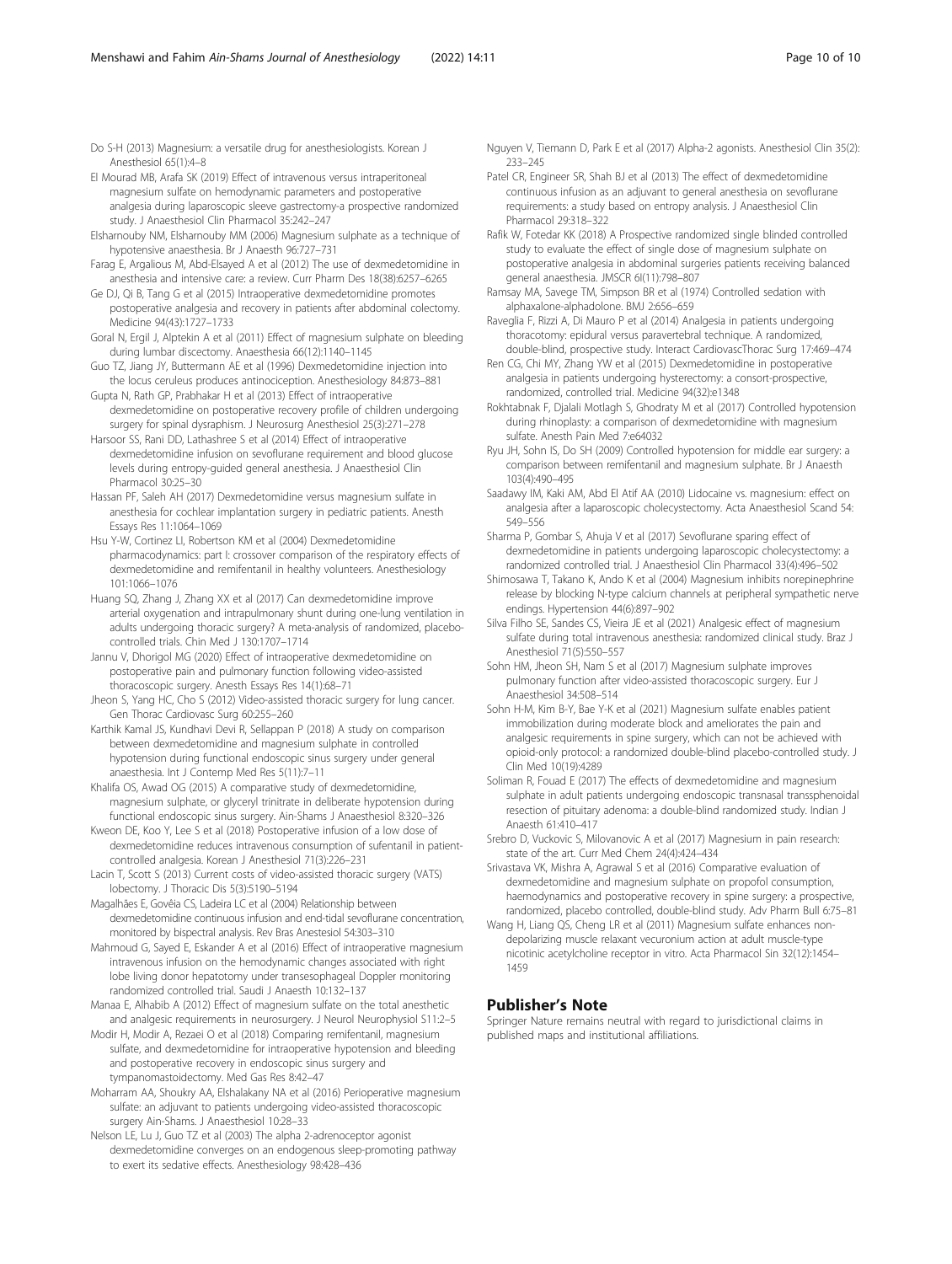Do S-H (2013) Magnesium: a versatile drug for anesthesiologists. Korean J Anesthesiol 65(1):4–8

El Mourad MB, Arafa SK (2019) Effect of intravenous versus intraperitoneal magnesium sulfate on hemodynamic parameters and postoperative analgesia during laparoscopic sleeve gastrectomy-a prospective randomized study. J Anaesthesiol Clin Pharmacol 35:242–247

Elsharnouby NM, Elsharnouby MM (2006) Magnesium sulphate as a technique of hypotensive anaesthesia. Br J Anaesth 96:727–731

Farag E, Argalious M, Abd-Elsayed A et al (2012) The use of dexmedetomidine in anesthesia and intensive care: a review. Curr Pharm Des 18(38):6257–6265

Ge DJ, Qi B, Tang G et al (2015) Intraoperative dexmedetomidine promotes postoperative analgesia and recovery in patients after abdominal colectomy. Medicine 94(43):1727–1733

Goral N, Ergil J, Alptekin A et al (2011) Effect of magnesium sulphate on bleeding during lumbar discectomy. Anaesthesia 66(12):1140–1145

Guo TZ, Jiang JY, Buttermann AE et al (1996) Dexmedetomidine injection into the locus ceruleus produces antinociception. Anesthesiology 84:873–881

Gupta N, Rath GP, Prabhakar H et al (2013) Effect of intraoperative dexmedetomidine on postoperative recovery profile of children undergoing surgery for spinal dysraphism. J Neurosurg Anesthesiol 25(3):271–278

Harsoor SS, Rani DD, Lathashree S et al (2014) Effect of intraoperative dexmedetomidine infusion on sevoflurane requirement and blood glucose levels during entropy-guided general anesthesia. J Anaesthesiol Clin Pharmacol 30:25–30

Hassan PF, Saleh AH (2017) Dexmedetomidine versus magnesium sulfate in anesthesia for cochlear implantation surgery in pediatric patients. Anesth Essays Res 11:1064–1069

Hsu Y-W, Cortinez LI, Robertson KM et al (2004) Dexmedetomidine pharmacodynamics: part I: crossover comparison of the respiratory effects of dexmedetomidine and remifentanil in healthy volunteers. Anesthesiology 101:1066–1076

Huang SQ, Zhang J, Zhang XX et al (2017) Can dexmedetomidine improve arterial oxygenation and intrapulmonary shunt during one-lung ventilation in adults undergoing thoracic surgery? A meta-analysis of randomized, placebo-controlled trials. Chin Med J 130:1707–1714

Jannu V, Dhorigol MG (2020) Effect of intraoperative dexmedetomidine on postoperative pain and pulmonary function following video-assisted thoracoscopic surgery. Anesth Essays Res 14(1):68–71

Jheon S, Yang HC, Cho S (2012) Video-assisted thoracic surgery for lung cancer. Gen Thorac Cardiovasc Surg 60:255–260

Karthik Kamal JS, Kundhavi Devi R, Sellappan P (2018) A study on comparison between dexmedetomidine and magnesium sulphate in controlled hypotension during functional endoscopic sinus surgery under general anaesthesia. Int J Contemp Med Res 5(11):7–11

Khalifa OS, Awad OG (2015) A comparative study of dexmedetomidine, magnesium sulphate, or glyceryl trinitrate in deliberate hypotension during functional endoscopic sinus surgery. Ain-Shams J Anaesthesiol 8:320–326

Kweon DE, Koo Y, Lee S et al (2018) Postoperative infusion of a low dose of dexmedetomidine reduces intravenous consumption of sufentanil in patient-controlled analgesia. Korean J Anesthesiol 71(3):226–231

Lacin T, Scott S (2013) Current costs of video-assisted thoracic surgery (VATS) lobectomy. J Thoracic Dis 5(3):5190–5194

Magalhães E, Govêia CS, Ladeira LC et al (2004) Relationship between dexmedetomidine continuous infusion and end-tidal sevoflurane concentration, monitored by bispectral analysis. Rev Bras Anestesiol 54:303–310

Mahmoud G, Sayed E, Eskander A et al (2016) Effect of intraoperative magnesium intravenous infusion on the hemodynamic changes associated with right lobe living donor hepatotomy under transesophageal Doppler monitoring randomized controlled trial. Saudi J Anaesth 10:132–137

Manaa E, Alhabib A (2012) Effect of magnesium sulfate on the total anesthetic and analgesic requirements in neurosurgery. J Neurol Neurophysiol S11:2–5

Modir H, Modir A, Rezaei O et al (2018) Comparing remifentanil, magnesium sulfate, and dexmedetomidine for intraoperative hypotension and bleeding and postoperative recovery in endoscopic sinus surgery and tympanomastoidectomy. Med Gas Res 8:42–47

Moharram AA, Shoukry AA, Elshalakany NA et al (2016) Perioperative magnesium sulfate: an adjuvant to patients undergoing video-assisted thoracoscopic surgery Ain-Shams. J Anaesthesiol 10:28–33

Nelson LE, Lu J, Guo TZ et al (2003) The alpha 2-adrenoceptor agonist dexmedetomidine converges on an endogenous sleep-promoting pathway to exert its sedative effects. Anesthesiology 98:428–436

Nguyen V, Tiemann D, Park E et al (2017) Alpha-2 agonists. Anesthesiol Clin 35(2): 233–245

Patel CR, Engineer SR, Shah BJ et al (2013) The effect of dexmedetomidine continuous infusion as an adjuvant to general anesthesia on sevoflurane requirements: a study based on entropy analysis. J Anaesthesiol Clin Pharmacol 29:318–322

Rafik W, Fotedar KK (2018) A Prospective randomized single blinded controlled study to evaluate the effect of single dose of magnesium sulphate on postoperative analgesia in abdominal surgeries patients receiving balanced general anaesthesia. JMSCR 6l(11):798–807

Ramsay MA, Savege TM, Simpson BR et al (1974) Controlled sedation with alphaxalone-alphadolone. BMJ 2:656–659

Raveglia F, Rizzi A, Di Mauro P et al (2014) Analgesia in patients undergoing thoracotomy: epidural versus paravertebral technique. A randomized, double-blind, prospective study. Interact CardiovascThorac Surg 17:469–474

Ren CG, Chi MY, Zhang YW et al (2015) Dexmedetomidine in postoperative analgesia in patients undergoing hysterectomy: a consort-prospective, randomized, controlled trial. Medicine 94(32):e1348

Rokhtabnak F, Djalali Motlagh S, Ghodraty M et al (2017) Controlled hypotension during rhinoplasty: a comparison of dexmedetomidine with magnesium sulfate. Anesth Pain Med 7:e64032

Ryu JH, Sohn IS, Do SH (2009) Controlled hypotension for middle ear surgery: a comparison between remifentanil and magnesium sulphate. Br J Anaesth 103(4):490–495

Saadawy IM, Kaki AM, Abd El Atif AA (2010) Lidocaine vs. magnesium: effect on analgesia after a laparoscopic cholecystectomy. Acta Anaesthesiol Scand 54: 549–556

Sharma P, Gombar S, Ahuja V et al (2017) Sevoflurane sparing effect of dexmedetomidine in patients undergoing laparoscopic cholecystectomy: a randomized controlled trial. J Anaesthesiol Clin Pharmacol 33(4):496–502

Shimosawa T, Takano K, Ando K et al (2004) Magnesium inhibits norepinephrine release by blocking N-type calcium channels at peripheral sympathetic nerve endings. Hypertension 44(6):897–902

Silva Filho SE, Sandes CS, Vieira JE et al (2021) Analgesic effect of magnesium sulfate during total intravenous anesthesia: randomized clinical study. Braz J Anesthesiol 71(5):550–557

Sohn HM, Jheon SH, Nam S et al (2017) Magnesium sulphate improves pulmonary function after video-assisted thoracoscopic surgery. Eur J Anaesthesiol 34:508–514

Sohn H-M, Kim B-Y, Bae Y-K et al (2021) Magnesium sulfate enables patient immobilization during moderate block and ameliorates the pain and analgesic requirements in spine surgery, which can not be achieved with opioid-only protocol: a randomized double-blind placebo-controlled study. J Clin Med 10(19):4289

Soliman R, Fouad E (2017) The effects of dexmedetomidine and magnesium sulphate in adult patients undergoing endoscopic transnasal transsphenoidal resection of pituitary adenoma: a double-blind randomized study. Indian J Anaesth 61:410–417

Srebro D, Vuckovic S, Milovanovic A et al (2017) Magnesium in pain research: state of the art. Curr Med Chem 24(4):424–434

Srivastava VK, Mishra A, Agrawal S et al (2016) Comparative evaluation of dexmedetomidine and magnesium sulphate on propofol consumption, haemodynamics and postoperative recovery in spine surgery: a prospective, randomized, placebo controlled, double-blind study. Adv Pharm Bull 6:75–81

Wang H, Liang QS, Cheng LR et al (2011) Magnesium sulfate enhances non-depolarizing muscle relaxant vecuronium action at adult muscle-type nicotinic acetylcholine receptor in vitro. Acta Pharmacol Sin 32(12):1454–1459

## Publisher's Note

Springer Nature remains neutral with regard to jurisdictional claims in published maps and institutional affiliations.